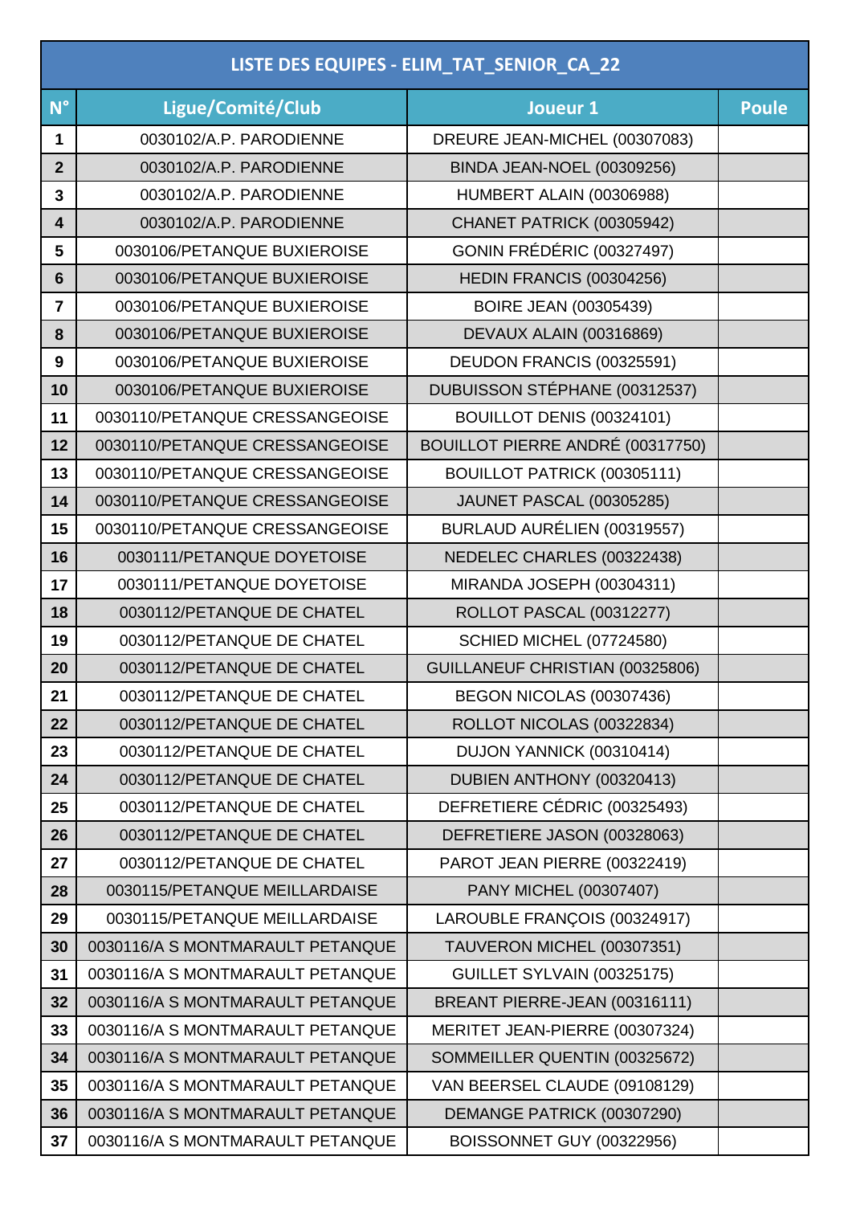| LISTE DES EQUIPES - ELIM_TAT_SENIOR_CA_22 | | | |
|---|---|---|---|
| **N°** | **Ligue/Comité/Club** | **Joueur 1** | **Poule** |
| 1 | 0030102/A.P. PARODIENNE | DREURE JEAN-MICHEL (00307083) | |
| 2 | 0030102/A.P. PARODIENNE | BINDA JEAN-NOEL (00309256) | |
| 3 | 0030102/A.P. PARODIENNE | HUMBERT ALAIN (00306988) | |
| 4 | 0030102/A.P. PARODIENNE | CHANET PATRICK (00305942) | |
| 5 | 0030106/PETANQUE BUXIEROISE | GONIN FRÉDÉRIC (00327497) | |
| 6 | 0030106/PETANQUE BUXIEROISE | HEDIN FRANCIS (00304256) | |
| 7 | 0030106/PETANQUE BUXIEROISE | BOIRE JEAN (00305439) | |
| 8 | 0030106/PETANQUE BUXIEROISE | DEVAUX ALAIN (00316869) | |
| 9 | 0030106/PETANQUE BUXIEROISE | DEUDON FRANCIS (00325591) | |
| 10 | 0030106/PETANQUE BUXIEROISE | DUBUISSON STÉPHANE (00312537) | |
| 11 | 0030110/PETANQUE CRESSANGEOISE | BOUILLOT DENIS (00324101) | |
| 12 | 0030110/PETANQUE CRESSANGEOISE | BOUILLOT PIERRE ANDRÉ (00317750) | |
| 13 | 0030110/PETANQUE CRESSANGEOISE | BOUILLOT PATRICK (00305111) | |
| 14 | 0030110/PETANQUE CRESSANGEOISE | JAUNET PASCAL (00305285) | |
| 15 | 0030110/PETANQUE CRESSANGEOISE | BURLAUD AURÉLIEN (00319557) | |
| 16 | 0030111/PETANQUE DOYETOISE | NEDELEC CHARLES (00322438) | |
| 17 | 0030111/PETANQUE DOYETOISE | MIRANDA JOSEPH (00304311) | |
| 18 | 0030112/PETANQUE DE CHATEL | ROLLOT PASCAL (00312277) | |
| 19 | 0030112/PETANQUE DE CHATEL | SCHIED MICHEL (07724580) | |
| 20 | 0030112/PETANQUE DE CHATEL | GUILLANEUF CHRISTIAN (00325806) | |
| 21 | 0030112/PETANQUE DE CHATEL | BEGON NICOLAS (00307436) | |
| 22 | 0030112/PETANQUE DE CHATEL | ROLLOT NICOLAS (00322834) | |
| 23 | 0030112/PETANQUE DE CHATEL | DUJON YANNICK (00310414) | |
| 24 | 0030112/PETANQUE DE CHATEL | DUBIEN ANTHONY (00320413) | |
| 25 | 0030112/PETANQUE DE CHATEL | DEFRETIERE CÉDRIC (00325493) | |
| 26 | 0030112/PETANQUE DE CHATEL | DEFRETIERE JASON (00328063) | |
| 27 | 0030112/PETANQUE DE CHATEL | PAROT JEAN PIERRE (00322419) | |
| 28 | 0030115/PETANQUE MEILLARDAISE | PANY MICHEL (00307407) | |
| 29 | 0030115/PETANQUE MEILLARDAISE | LAROUBLE FRANÇOIS (00324917) | |
| 30 | 0030116/A S MONTMARAULT PETANQUE | TAUVERON MICHEL (00307351) | |
| 31 | 0030116/A S MONTMARAULT PETANQUE | GUILLET SYLVAIN (00325175) | |
| 32 | 0030116/A S MONTMARAULT PETANQUE | BREANT PIERRE-JEAN (00316111) | |
| 33 | 0030116/A S MONTMARAULT PETANQUE | MERITET JEAN-PIERRE (00307324) | |
| 34 | 0030116/A S MONTMARAULT PETANQUE | SOMMEILLER QUENTIN (00325672) | |
| 35 | 0030116/A S MONTMARAULT PETANQUE | VAN BEERSEL CLAUDE (09108129) | |
| 36 | 0030116/A S MONTMARAULT PETANQUE | DEMANGE PATRICK (00307290) | |
| 37 | 0030116/A S MONTMARAULT PETANQUE | BOISSONNET GUY (00322956) | |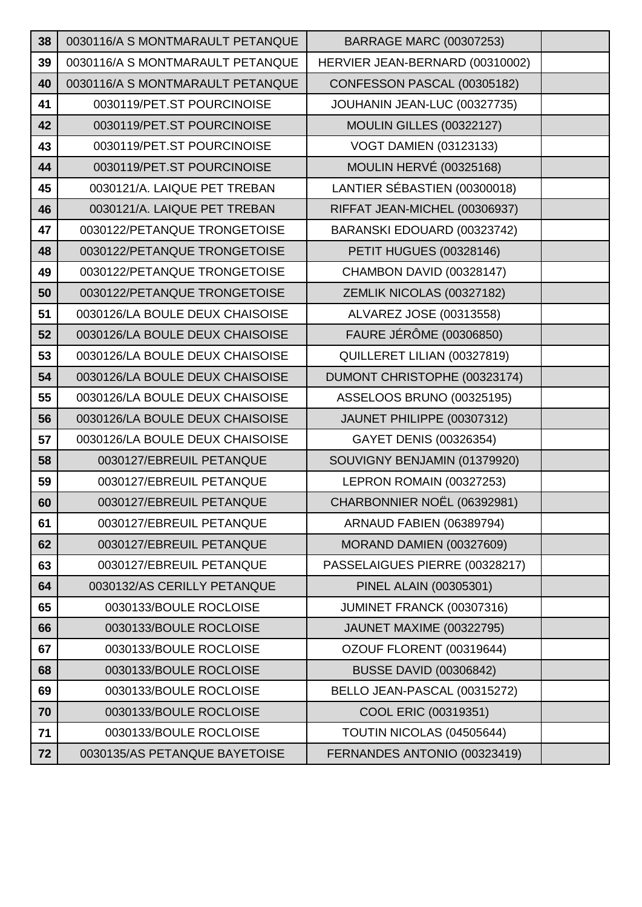| | | | |
|---|---|---|---|
| 38 | 0030116/A S MONTMARAULT PETANQUE | BARRAGE MARC (00307253) | |
| 39 | 0030116/A S MONTMARAULT PETANQUE | HERVIER JEAN-BERNARD (00310002) | |
| 40 | 0030116/A S MONTMARAULT PETANQUE | CONFESSON PASCAL (00305182) | |
| 41 | 0030119/PET.ST POURCINOISE | JOUHANIN JEAN-LUC (00327735) | |
| 42 | 0030119/PET.ST POURCINOISE | MOULIN GILLES (00322127) | |
| 43 | 0030119/PET.ST POURCINOISE | VOGT DAMIEN (03123133) | |
| 44 | 0030119/PET.ST POURCINOISE | MOULIN HERVÉ (00325168) | |
| 45 | 0030121/A. LAIQUE PET TREBAN | LANTIER SÉBASTIEN (00300018) | |
| 46 | 0030121/A. LAIQUE PET TREBAN | RIFFAT JEAN-MICHEL (00306937) | |
| 47 | 0030122/PETANQUE TRONGETOISE | BARANSKI EDOUARD (00323742) | |
| 48 | 0030122/PETANQUE TRONGETOISE | PETIT HUGUES (00328146) | |
| 49 | 0030122/PETANQUE TRONGETOISE | CHAMBON DAVID (00328147) | |
| 50 | 0030122/PETANQUE TRONGETOISE | ZEMLIK NICOLAS (00327182) | |
| 51 | 0030126/LA BOULE DEUX CHAISOISE | ALVAREZ JOSE (00313558) | |
| 52 | 0030126/LA BOULE DEUX CHAISOISE | FAURE JÉRÔME (00306850) | |
| 53 | 0030126/LA BOULE DEUX CHAISOISE | QUILLERET LILIAN (00327819) | |
| 54 | 0030126/LA BOULE DEUX CHAISOISE | DUMONT CHRISTOPHE (00323174) | |
| 55 | 0030126/LA BOULE DEUX CHAISOISE | ASSELOOS BRUNO (00325195) | |
| 56 | 0030126/LA BOULE DEUX CHAISOISE | JAUNET PHILIPPE (00307312) | |
| 57 | 0030126/LA BOULE DEUX CHAISOISE | GAYET DENIS (00326354) | |
| 58 | 0030127/EBREUIL PETANQUE | SOUVIGNY BENJAMIN (01379920) | |
| 59 | 0030127/EBREUIL PETANQUE | LEPRON ROMAIN (00327253) | |
| 60 | 0030127/EBREUIL PETANQUE | CHARBONNIER NOËL (06392981) | |
| 61 | 0030127/EBREUIL PETANQUE | ARNAUD FABIEN (06389794) | |
| 62 | 0030127/EBREUIL PETANQUE | MORAND DAMIEN (00327609) | |
| 63 | 0030127/EBREUIL PETANQUE | PASSELAIGUES PIERRE (00328217) | |
| 64 | 0030132/AS CERILLY PETANQUE | PINEL ALAIN (00305301) | |
| 65 | 0030133/BOULE ROCLOISE | JUMINET FRANCK (00307316) | |
| 66 | 0030133/BOULE ROCLOISE | JAUNET MAXIME (00322795) | |
| 67 | 0030133/BOULE ROCLOISE | OZOUF FLORENT (00319644) | |
| 68 | 0030133/BOULE ROCLOISE | BUSSE DAVID (00306842) | |
| 69 | 0030133/BOULE ROCLOISE | BELLO JEAN-PASCAL (00315272) | |
| 70 | 0030133/BOULE ROCLOISE | COOL ERIC (00319351) | |
| 71 | 0030133/BOULE ROCLOISE | TOUTIN NICOLAS (04505644) | |
| 72 | 0030135/AS PETANQUE BAYETOISE | FERNANDES ANTONIO (00323419) | |